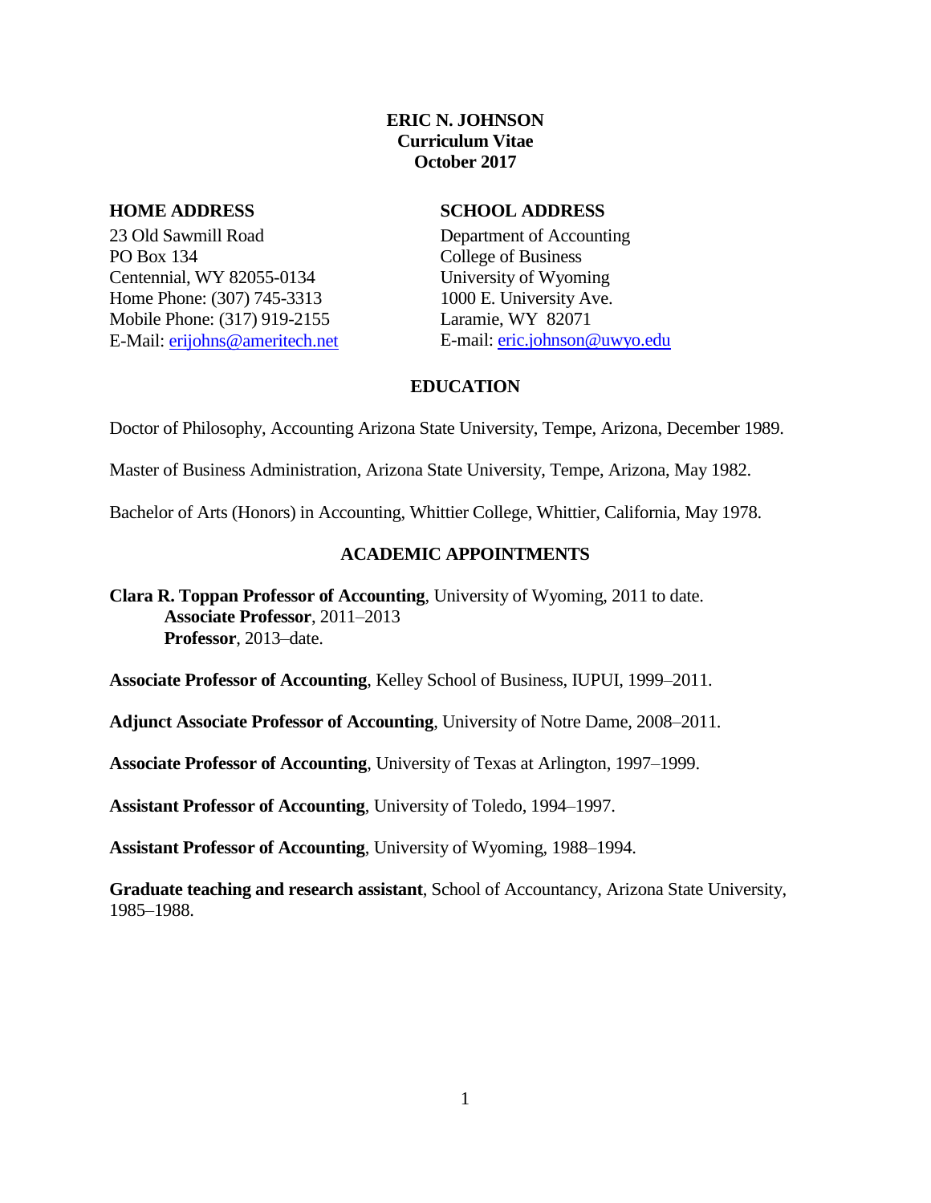# ERIC N. JOHNSON
**Curriculum Vitae**
**October 2017**

**HOME ADDRESS**

23 Old Sawmill Road
PO Box 134
Centennial, WY 82055-0134
Home Phone: (307) 745-3313
Mobile Phone: (317) 919-2155
E-Mail: erijohns@ameritech.net

**SCHOOL ADDRESS**

Department of Accounting
College of Business
University of Wyoming
1000 E. University Ave.
Laramie, WY 82071
E-mail: eric.johnson@uwyo.edu

## EDUCATION

Doctor of Philosophy, Accounting Arizona State University, Tempe, Arizona, December 1989.

Master of Business Administration, Arizona State University, Tempe, Arizona, May 1982.

Bachelor of Arts (Honors) in Accounting, Whittier College, Whittier, California, May 1978.

## ACADEMIC APPOINTMENTS

**Clara R. Toppan Professor of Accounting**, University of Wyoming, 2011 to date.
  **Associate Professor**, 2011–2013
  **Professor**, 2013–date.

**Associate Professor of Accounting**, Kelley School of Business, IUPUI, 1999–2011.

**Adjunct Associate Professor of Accounting**, University of Notre Dame, 2008–2011.

**Associate Professor of Accounting**, University of Texas at Arlington, 1997–1999.

**Assistant Professor of Accounting**, University of Toledo, 1994–1997.

**Assistant Professor of Accounting**, University of Wyoming, 1988–1994.

**Graduate teaching and research assistant**, School of Accountancy, Arizona State University, 1985–1988.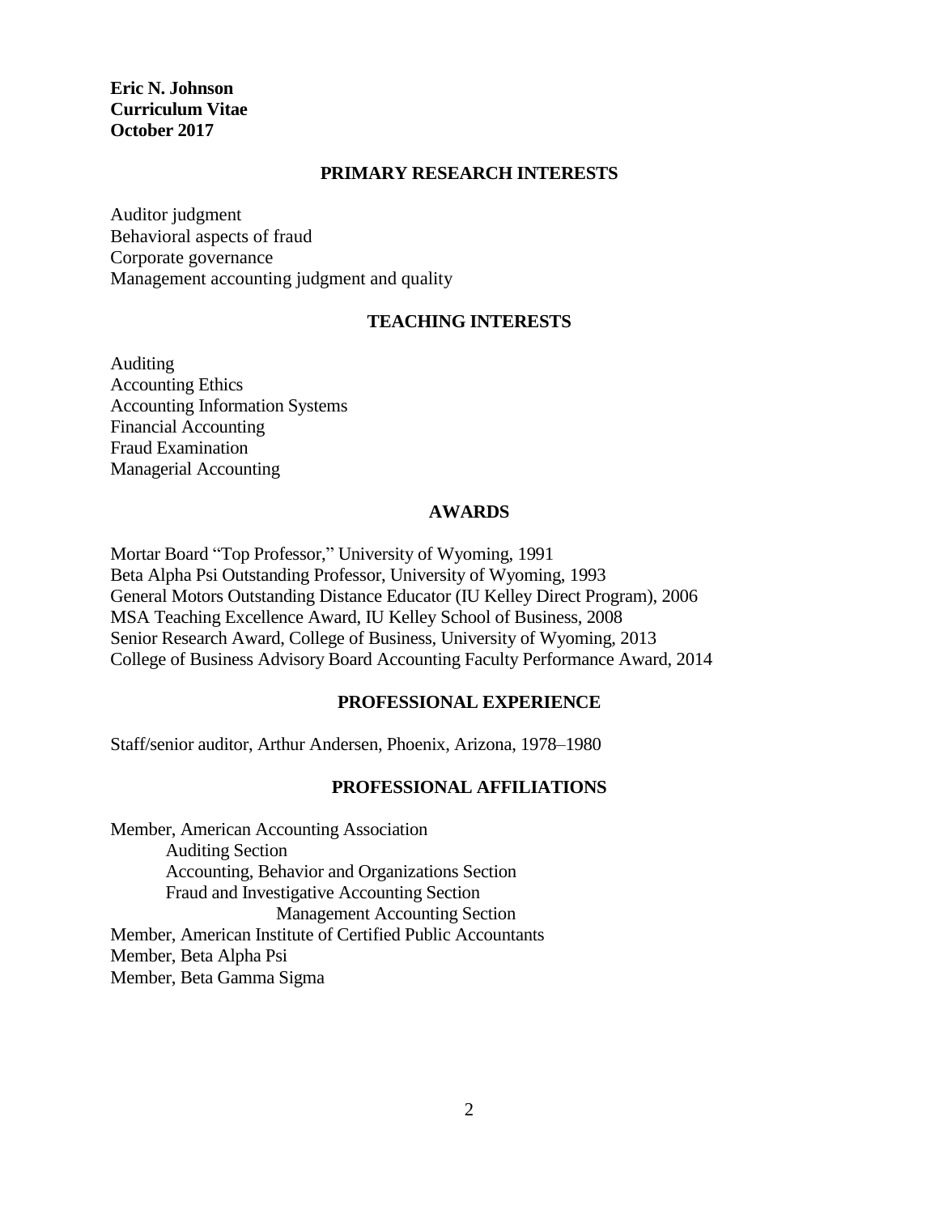**Eric N. Johnson**
**Curriculum Vitae**
**October 2017**

## PRIMARY RESEARCH INTERESTS

Auditor judgment
Behavioral aspects of fraud
Corporate governance
Management accounting judgment and quality

## TEACHING INTERESTS

Auditing
Accounting Ethics
Accounting Information Systems
Financial Accounting
Fraud Examination
Managerial Accounting

## AWARDS

Mortar Board "Top Professor," University of Wyoming, 1991
Beta Alpha Psi Outstanding Professor, University of Wyoming, 1993
General Motors Outstanding Distance Educator (IU Kelley Direct Program), 2006
MSA Teaching Excellence Award, IU Kelley School of Business, 2008
Senior Research Award, College of Business, University of Wyoming, 2013
College of Business Advisory Board Accounting Faculty Performance Award, 2014

## PROFESSIONAL EXPERIENCE

Staff/senior auditor, Arthur Andersen, Phoenix, Arizona, 1978–1980

## PROFESSIONAL AFFILIATIONS

Member, American Accounting Association
- Auditing Section
- Accounting, Behavior and Organizations Section
- Fraud and Investigative Accounting Section
- Management Accounting Section

Member, American Institute of Certified Public Accountants
Member, Beta Alpha Psi
Member, Beta Gamma Sigma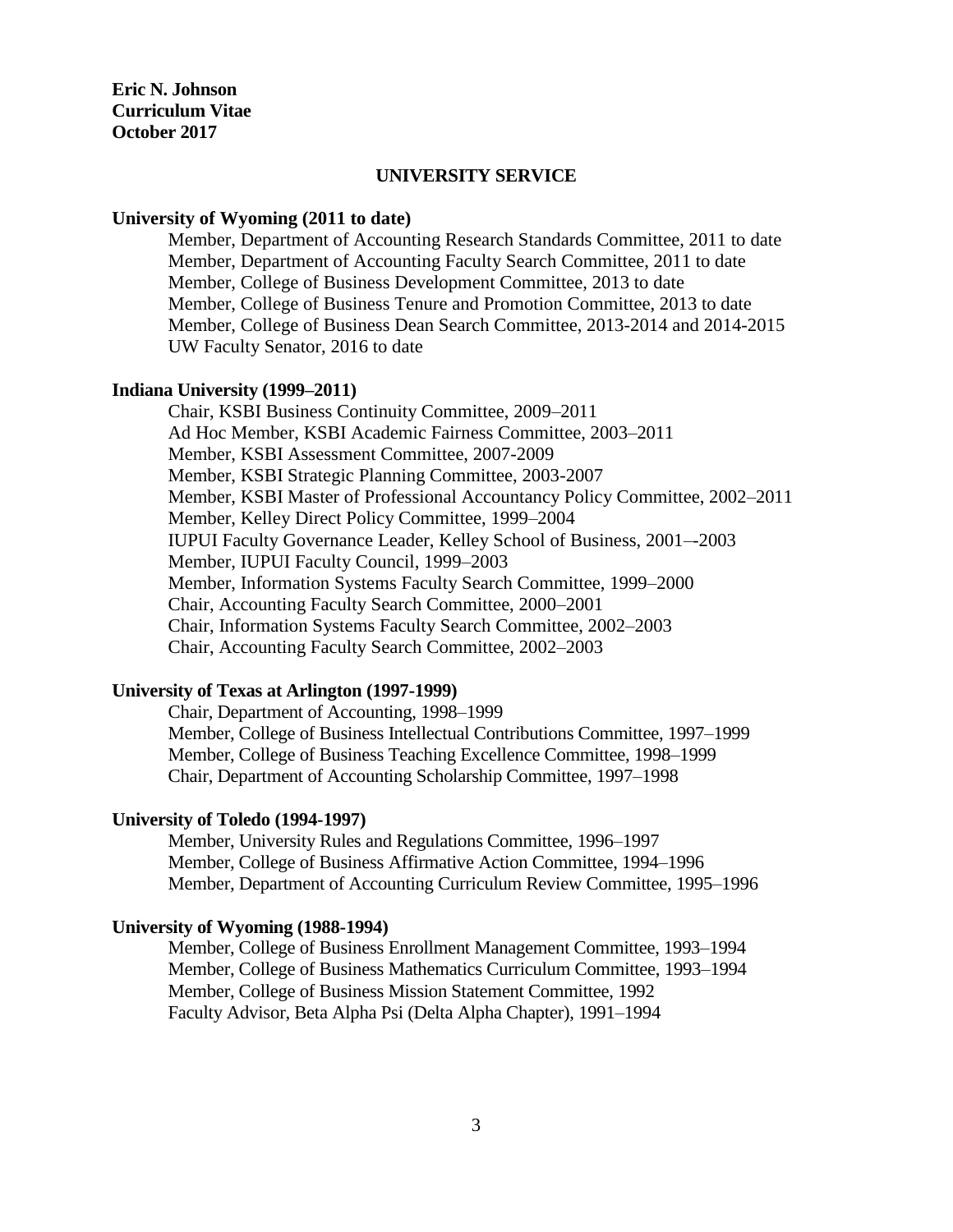**Eric N. Johnson**
**Curriculum Vitae**
**October 2017**

## UNIVERSITY SERVICE

**University of Wyoming (2011 to date)**

Member, Department of Accounting Research Standards Committee, 2011 to date
Member, Department of Accounting Faculty Search Committee, 2011 to date
Member, College of Business Development Committee, 2013 to date
Member, College of Business Tenure and Promotion Committee, 2013 to date
Member, College of Business Dean Search Committee, 2013-2014 and 2014-2015
UW Faculty Senator, 2016 to date

**Indiana University (1999–2011)**

Chair, KSBI Business Continuity Committee, 2009–2011
Ad Hoc Member, KSBI Academic Fairness Committee, 2003–2011
Member, KSBI Assessment Committee, 2007-2009
Member, KSBI Strategic Planning Committee, 2003-2007
Member, KSBI Master of Professional Accountancy Policy Committee, 2002–2011
Member, Kelley Direct Policy Committee, 1999–2004
IUPUI Faculty Governance Leader, Kelley School of Business, 2001–-2003
Member, IUPUI Faculty Council, 1999–2003
Member, Information Systems Faculty Search Committee, 1999–2000
Chair, Accounting Faculty Search Committee, 2000–2001
Chair, Information Systems Faculty Search Committee, 2002–2003
Chair, Accounting Faculty Search Committee, 2002–2003

**University of Texas at Arlington (1997-1999)**

Chair, Department of Accounting, 1998–1999
Member, College of Business Intellectual Contributions Committee, 1997–1999
Member, College of Business Teaching Excellence Committee, 1998–1999
Chair, Department of Accounting Scholarship Committee, 1997–1998

**University of Toledo (1994-1997)**

Member, University Rules and Regulations Committee, 1996–1997
Member, College of Business Affirmative Action Committee, 1994–1996
Member, Department of Accounting Curriculum Review Committee, 1995–1996

**University of Wyoming (1988-1994)**

Member, College of Business Enrollment Management Committee, 1993–1994
Member, College of Business Mathematics Curriculum Committee, 1993–1994
Member, College of Business Mission Statement Committee, 1992
Faculty Advisor, Beta Alpha Psi (Delta Alpha Chapter), 1991–1994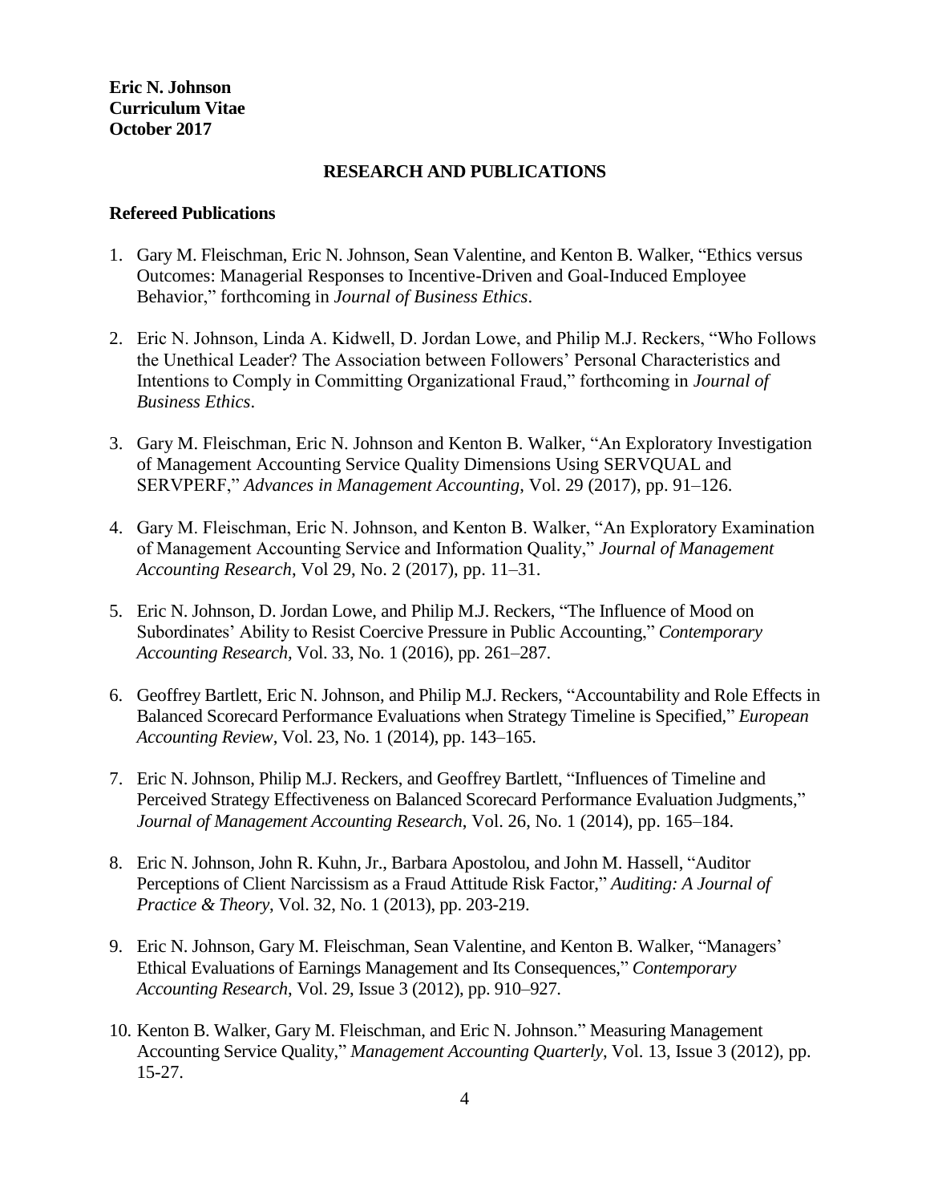**Eric N. Johnson**
**Curriculum Vitae**
**October 2017**

## RESEARCH AND PUBLICATIONS

### Refereed Publications

1. Gary M. Fleischman, Eric N. Johnson, Sean Valentine, and Kenton B. Walker, "Ethics versus Outcomes: Managerial Responses to Incentive-Driven and Goal-Induced Employee Behavior," forthcoming in *Journal of Business Ethics*.

2. Eric N. Johnson, Linda A. Kidwell, D. Jordan Lowe, and Philip M.J. Reckers, "Who Follows the Unethical Leader? The Association between Followers' Personal Characteristics and Intentions to Comply in Committing Organizational Fraud," forthcoming in *Journal of Business Ethics*.

3. Gary M. Fleischman, Eric N. Johnson and Kenton B. Walker, "An Exploratory Investigation of Management Accounting Service Quality Dimensions Using SERVQUAL and SERVPERF," *Advances in Management Accounting,* Vol. 29 (2017), pp. 91–126.

4. Gary M. Fleischman, Eric N. Johnson, and Kenton B. Walker, "An Exploratory Examination of Management Accounting Service and Information Quality," *Journal of Management Accounting Research*, Vol 29, No. 2 (2017), pp. 11–31.

5. Eric N. Johnson, D. Jordan Lowe, and Philip M.J. Reckers, "The Influence of Mood on Subordinates' Ability to Resist Coercive Pressure in Public Accounting," *Contemporary Accounting Research,* Vol. 33, No. 1 (2016), pp. 261–287.

6. Geoffrey Bartlett, Eric N. Johnson, and Philip M.J. Reckers, "Accountability and Role Effects in Balanced Scorecard Performance Evaluations when Strategy Timeline is Specified," *European Accounting Review*, Vol. 23, No. 1 (2014), pp. 143–165.

7. Eric N. Johnson, Philip M.J. Reckers, and Geoffrey Bartlett, "Influences of Timeline and Perceived Strategy Effectiveness on Balanced Scorecard Performance Evaluation Judgments," *Journal of Management Accounting Research*, Vol. 26, No. 1 (2014), pp. 165–184.

8. Eric N. Johnson, John R. Kuhn, Jr., Barbara Apostolou, and John M. Hassell, "Auditor Perceptions of Client Narcissism as a Fraud Attitude Risk Factor," *Auditing: A Journal of Practice & Theory*, Vol. 32, No. 1 (2013), pp. 203-219.

9. Eric N. Johnson, Gary M. Fleischman, Sean Valentine, and Kenton B. Walker, "Managers' Ethical Evaluations of Earnings Management and Its Consequences," *Contemporary Accounting Research*, Vol. 29, Issue 3 (2012), pp. 910–927.

10. Kenton B. Walker, Gary M. Fleischman, and Eric N. Johnson." Measuring Management Accounting Service Quality," *Management Accounting Quarterly*, Vol. 13, Issue 3 (2012), pp. 15-27.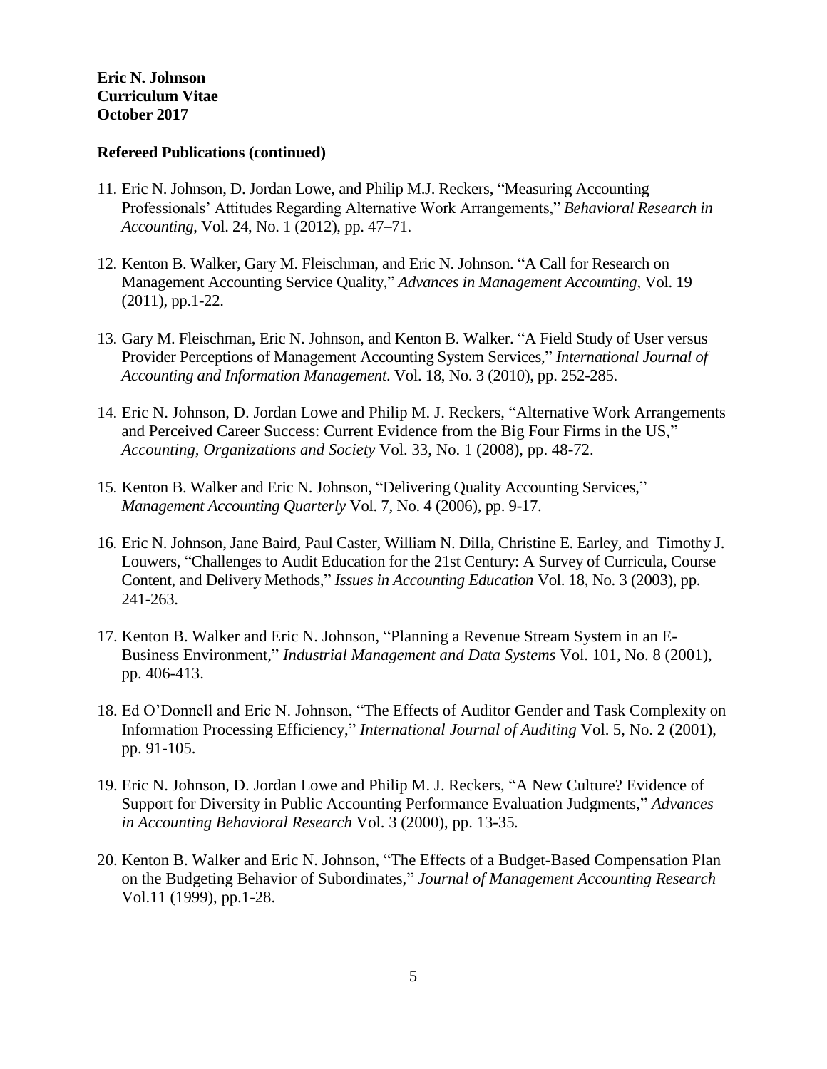**Eric N. Johnson**
**Curriculum Vitae**
**October 2017**

**Refereed Publications (continued)**

11. Eric N. Johnson, D. Jordan Lowe, and Philip M.J. Reckers, "Measuring Accounting Professionals' Attitudes Regarding Alternative Work Arrangements," *Behavioral Research in Accounting*, Vol. 24, No. 1 (2012), pp. 47–71.

12. Kenton B. Walker, Gary M. Fleischman, and Eric N. Johnson. "A Call for Research on Management Accounting Service Quality," *Advances in Management Accounting*, Vol. 19 (2011), pp.1-22.

13. Gary M. Fleischman, Eric N. Johnson, and Kenton B. Walker. "A Field Study of User versus Provider Perceptions of Management Accounting System Services," *International Journal of Accounting and Information Management*. Vol. 18, No. 3 (2010), pp. 252-285.

14. Eric N. Johnson, D. Jordan Lowe and Philip M. J. Reckers, "Alternative Work Arrangements and Perceived Career Success: Current Evidence from the Big Four Firms in the US," *Accounting, Organizations and Society* Vol. 33, No. 1 (2008), pp. 48-72.

15. Kenton B. Walker and Eric N. Johnson, "Delivering Quality Accounting Services," *Management Accounting Quarterly* Vol. 7, No. 4 (2006), pp. 9-17.

16. Eric N. Johnson, Jane Baird, Paul Caster, William N. Dilla, Christine E. Earley, and Timothy J. Louwers, "Challenges to Audit Education for the 21st Century: A Survey of Curricula, Course Content, and Delivery Methods," *Issues in Accounting Education* Vol. 18, No. 3 (2003), pp. 241-263.

17. Kenton B. Walker and Eric N. Johnson, "Planning a Revenue Stream System in an E-Business Environment," *Industrial Management and Data Systems* Vol. 101, No. 8 (2001), pp. 406-413.

18. Ed O'Donnell and Eric N. Johnson, "The Effects of Auditor Gender and Task Complexity on Information Processing Efficiency," *International Journal of Auditing* Vol. 5, No. 2 (2001), pp. 91-105.

19. Eric N. Johnson, D. Jordan Lowe and Philip M. J. Reckers, "A New Culture? Evidence of Support for Diversity in Public Accounting Performance Evaluation Judgments," *Advances in Accounting Behavioral Research* Vol. 3 (2000), pp. 13-35.

20. Kenton B. Walker and Eric N. Johnson, "The Effects of a Budget-Based Compensation Plan on the Budgeting Behavior of Subordinates," *Journal of Management Accounting Research* Vol.11 (1999), pp.1-28.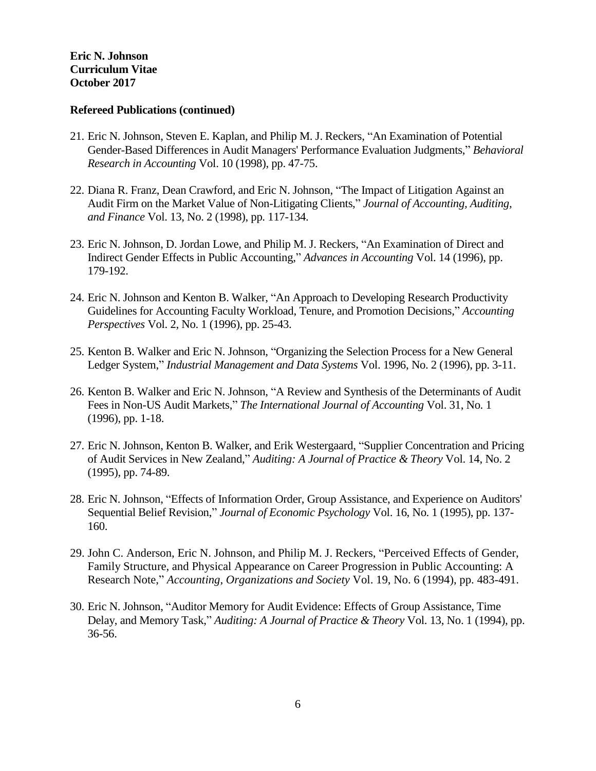**Refereed Publications (continued)**

21. Eric N. Johnson, Steven E. Kaplan, and Philip M. J. Reckers, "An Examination of Potential Gender-Based Differences in Audit Managers' Performance Evaluation Judgments," *Behavioral Research in Accounting* Vol. 10 (1998), pp. 47-75.

22. Diana R. Franz, Dean Crawford, and Eric N. Johnson, "The Impact of Litigation Against an Audit Firm on the Market Value of Non-Litigating Clients," *Journal of Accounting, Auditing, and Finance* Vol. 13, No. 2 (1998), pp. 117-134.

23. Eric N. Johnson, D. Jordan Lowe, and Philip M. J. Reckers, "An Examination of Direct and Indirect Gender Effects in Public Accounting," *Advances in Accounting* Vol. 14 (1996), pp. 179-192.

24. Eric N. Johnson and Kenton B. Walker, "An Approach to Developing Research Productivity Guidelines for Accounting Faculty Workload, Tenure, and Promotion Decisions," *Accounting Perspectives* Vol. 2, No. 1 (1996), pp. 25-43.

25. Kenton B. Walker and Eric N. Johnson, "Organizing the Selection Process for a New General Ledger System," *Industrial Management and Data Systems* Vol. 1996, No. 2 (1996), pp. 3-11.

26. Kenton B. Walker and Eric N. Johnson, "A Review and Synthesis of the Determinants of Audit Fees in Non-US Audit Markets," *The International Journal of Accounting* Vol. 31, No. 1 (1996), pp. 1-18.

27. Eric N. Johnson, Kenton B. Walker, and Erik Westergaard, "Supplier Concentration and Pricing of Audit Services in New Zealand," *Auditing: A Journal of Practice & Theory* Vol. 14, No. 2 (1995), pp. 74-89.

28. Eric N. Johnson, "Effects of Information Order, Group Assistance, and Experience on Auditors' Sequential Belief Revision," *Journal of Economic Psychology* Vol. 16, No. 1 (1995), pp. 137-160.

29. John C. Anderson, Eric N. Johnson, and Philip M. J. Reckers, "Perceived Effects of Gender, Family Structure, and Physical Appearance on Career Progression in Public Accounting: A Research Note," *Accounting, Organizations and Society* Vol. 19, No. 6 (1994), pp. 483-491.

30. Eric N. Johnson, "Auditor Memory for Audit Evidence: Effects of Group Assistance, Time Delay, and Memory Task," *Auditing: A Journal of Practice & Theory* Vol. 13, No. 1 (1994), pp. 36-56.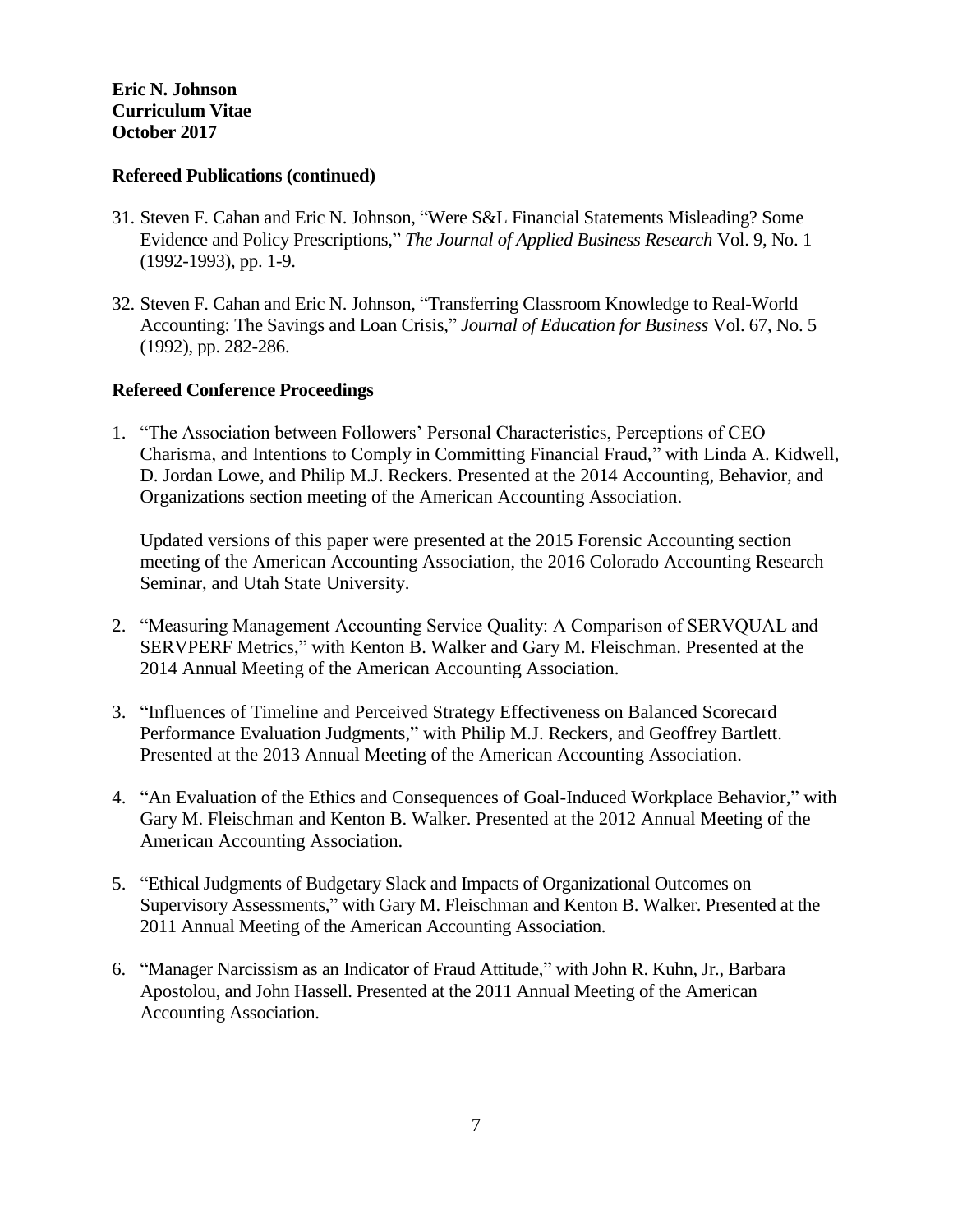## Refereed Publications (continued)

31. Steven F. Cahan and Eric N. Johnson, "Were S&L Financial Statements Misleading? Some Evidence and Policy Prescriptions," *The Journal of Applied Business Research* Vol. 9, No. 1 (1992-1993), pp. 1-9.

32. Steven F. Cahan and Eric N. Johnson, "Transferring Classroom Knowledge to Real-World Accounting: The Savings and Loan Crisis," *Journal of Education for Business* Vol. 67, No. 5 (1992), pp. 282-286.

## Refereed Conference Proceedings

1. "The Association between Followers' Personal Characteristics, Perceptions of CEO Charisma, and Intentions to Comply in Committing Financial Fraud," with Linda A. Kidwell, D. Jordan Lowe, and Philip M.J. Reckers. Presented at the 2014 Accounting, Behavior, and Organizations section meeting of the American Accounting Association.

   Updated versions of this paper were presented at the 2015 Forensic Accounting section meeting of the American Accounting Association, the 2016 Colorado Accounting Research Seminar, and Utah State University.

2. "Measuring Management Accounting Service Quality: A Comparison of SERVQUAL and SERVPERF Metrics," with Kenton B. Walker and Gary M. Fleischman. Presented at the 2014 Annual Meeting of the American Accounting Association.

3. "Influences of Timeline and Perceived Strategy Effectiveness on Balanced Scorecard Performance Evaluation Judgments," with Philip M.J. Reckers, and Geoffrey Bartlett. Presented at the 2013 Annual Meeting of the American Accounting Association.

4. "An Evaluation of the Ethics and Consequences of Goal-Induced Workplace Behavior," with Gary M. Fleischman and Kenton B. Walker. Presented at the 2012 Annual Meeting of the American Accounting Association.

5. "Ethical Judgments of Budgetary Slack and Impacts of Organizational Outcomes on Supervisory Assessments," with Gary M. Fleischman and Kenton B. Walker. Presented at the 2011 Annual Meeting of the American Accounting Association.

6. "Manager Narcissism as an Indicator of Fraud Attitude," with John R. Kuhn, Jr., Barbara Apostolou, and John Hassell. Presented at the 2011 Annual Meeting of the American Accounting Association.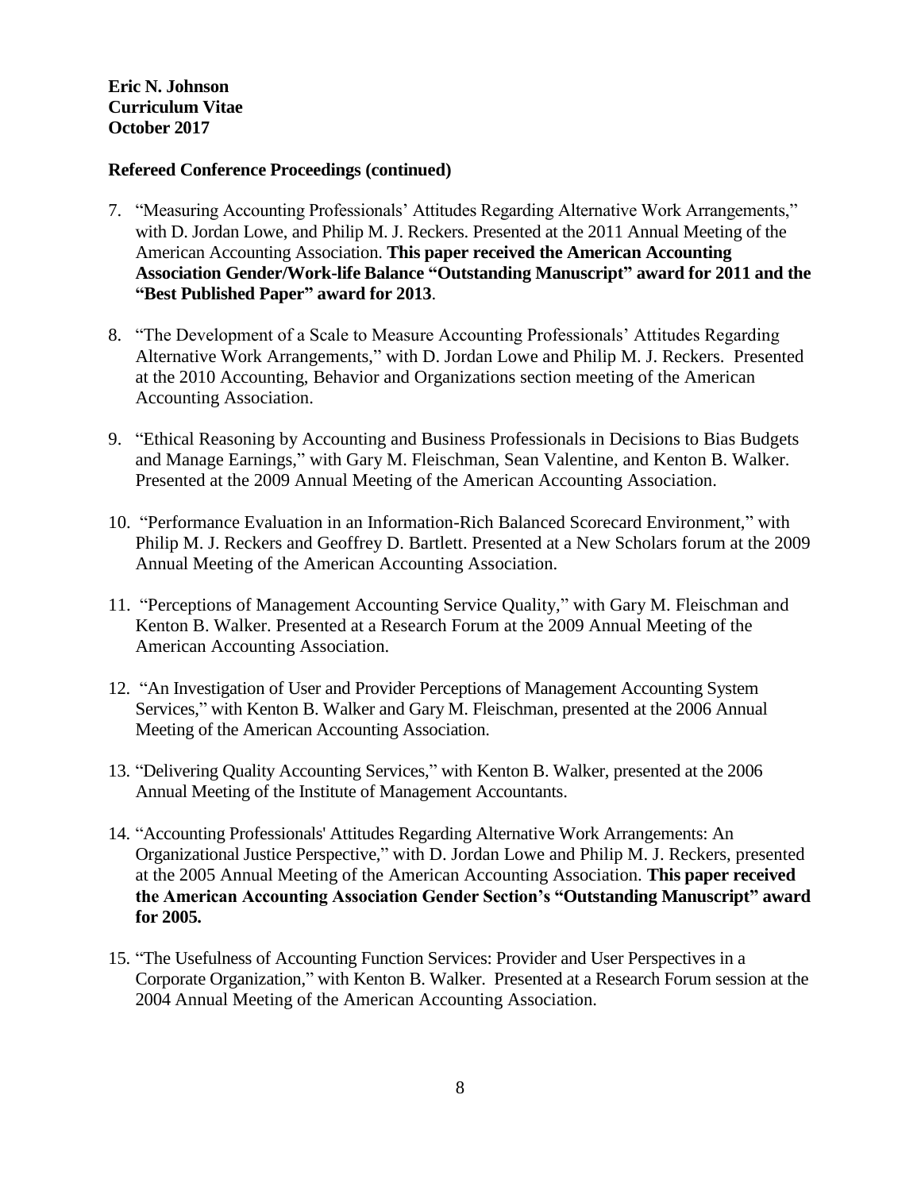**Eric N. Johnson**
**Curriculum Vitae**
**October 2017**

**Refereed Conference Proceedings (continued)**

7. "Measuring Accounting Professionals' Attitudes Regarding Alternative Work Arrangements," with D. Jordan Lowe, and Philip M. J. Reckers. Presented at the 2011 Annual Meeting of the American Accounting Association. **This paper received the American Accounting Association Gender/Work-life Balance "Outstanding Manuscript" award for 2011 and the "Best Published Paper" award for 2013**.

8. "The Development of a Scale to Measure Accounting Professionals' Attitudes Regarding Alternative Work Arrangements," with D. Jordan Lowe and Philip M. J. Reckers. Presented at the 2010 Accounting, Behavior and Organizations section meeting of the American Accounting Association.

9. "Ethical Reasoning by Accounting and Business Professionals in Decisions to Bias Budgets and Manage Earnings," with Gary M. Fleischman, Sean Valentine, and Kenton B. Walker. Presented at the 2009 Annual Meeting of the American Accounting Association.

10. "Performance Evaluation in an Information-Rich Balanced Scorecard Environment," with Philip M. J. Reckers and Geoffrey D. Bartlett. Presented at a New Scholars forum at the 2009 Annual Meeting of the American Accounting Association.

11. "Perceptions of Management Accounting Service Quality," with Gary M. Fleischman and Kenton B. Walker. Presented at a Research Forum at the 2009 Annual Meeting of the American Accounting Association.

12. "An Investigation of User and Provider Perceptions of Management Accounting System Services," with Kenton B. Walker and Gary M. Fleischman, presented at the 2006 Annual Meeting of the American Accounting Association.

13. "Delivering Quality Accounting Services," with Kenton B. Walker, presented at the 2006 Annual Meeting of the Institute of Management Accountants.

14. "Accounting Professionals' Attitudes Regarding Alternative Work Arrangements: An Organizational Justice Perspective," with D. Jordan Lowe and Philip M. J. Reckers, presented at the 2005 Annual Meeting of the American Accounting Association. **This paper received the American Accounting Association Gender Section's "Outstanding Manuscript" award for 2005.**

15. "The Usefulness of Accounting Function Services: Provider and User Perspectives in a Corporate Organization," with Kenton B. Walker. Presented at a Research Forum session at the 2004 Annual Meeting of the American Accounting Association.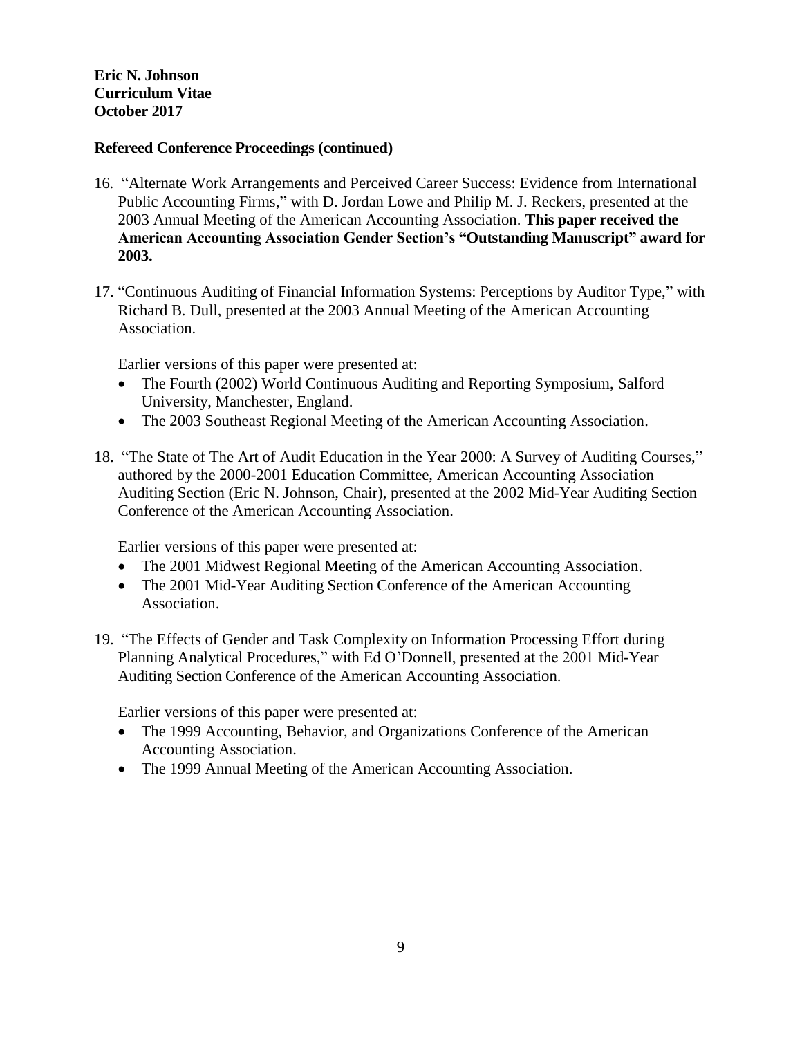## Refereed Conference Proceedings (continued)

16. "Alternate Work Arrangements and Perceived Career Success: Evidence from International Public Accounting Firms," with D. Jordan Lowe and Philip M. J. Reckers, presented at the 2003 Annual Meeting of the American Accounting Association. **This paper received the American Accounting Association Gender Section's "Outstanding Manuscript" award for 2003.**

17. "Continuous Auditing of Financial Information Systems: Perceptions by Auditor Type," with Richard B. Dull, presented at the 2003 Annual Meeting of the American Accounting Association.

    Earlier versions of this paper were presented at:
    - The Fourth (2002) World Continuous Auditing and Reporting Symposium, Salford University, Manchester, England.
    - The 2003 Southeast Regional Meeting of the American Accounting Association.

18. "The State of The Art of Audit Education in the Year 2000: A Survey of Auditing Courses," authored by the 2000-2001 Education Committee, American Accounting Association Auditing Section (Eric N. Johnson, Chair), presented at the 2002 Mid-Year Auditing Section Conference of the American Accounting Association.

    Earlier versions of this paper were presented at:
    - The 2001 Midwest Regional Meeting of the American Accounting Association.
    - The 2001 Mid-Year Auditing Section Conference of the American Accounting Association.

19. "The Effects of Gender and Task Complexity on Information Processing Effort during Planning Analytical Procedures," with Ed O'Donnell, presented at the 2001 Mid-Year Auditing Section Conference of the American Accounting Association.

    Earlier versions of this paper were presented at:
    - The 1999 Accounting, Behavior, and Organizations Conference of the American Accounting Association.
    - The 1999 Annual Meeting of the American Accounting Association.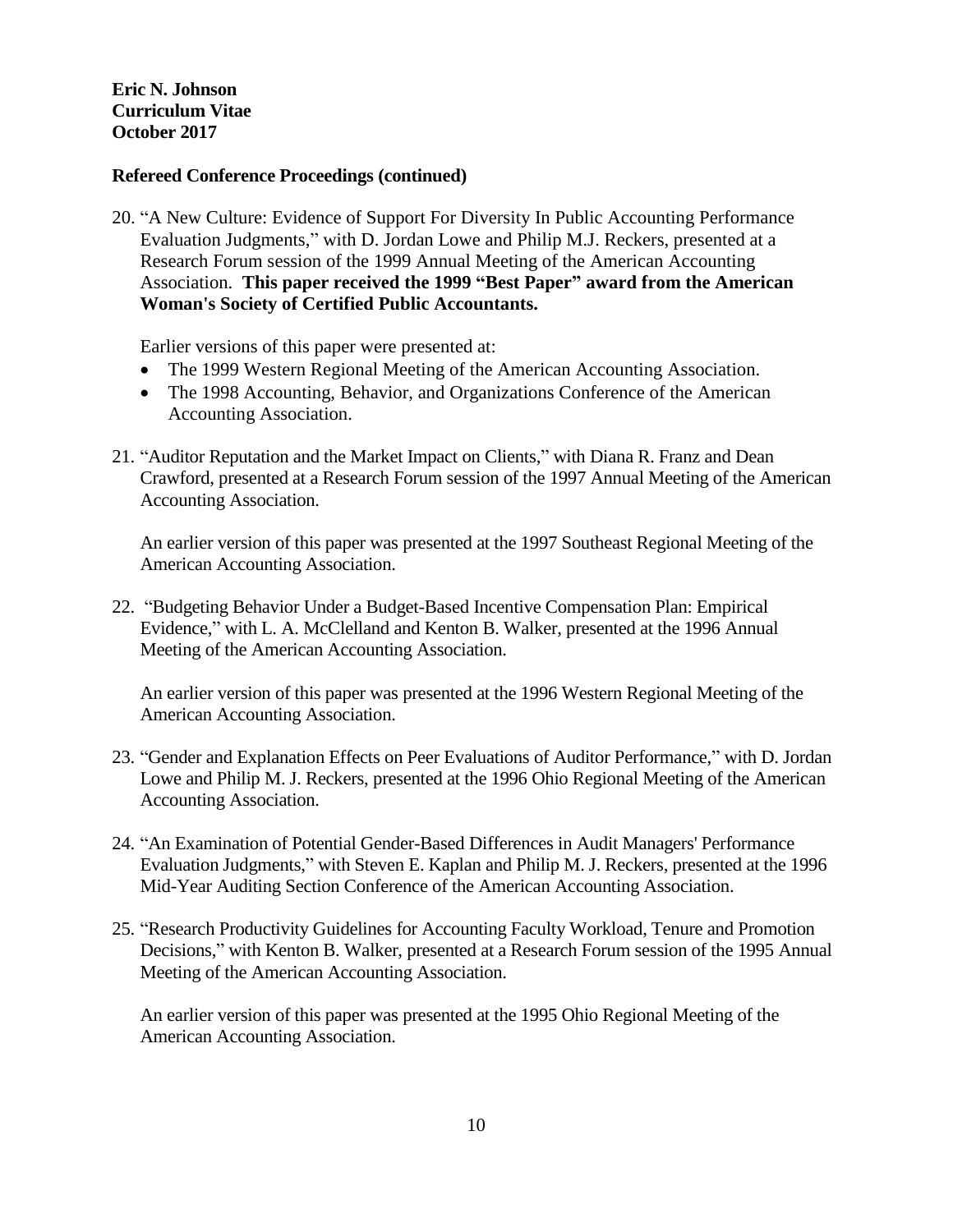## Refereed Conference Proceedings (continued)

20. "A New Culture: Evidence of Support For Diversity In Public Accounting Performance Evaluation Judgments," with D. Jordan Lowe and Philip M.J. Reckers, presented at a Research Forum session of the 1999 Annual Meeting of the American Accounting Association. **This paper received the 1999 "Best Paper" award from the American Woman's Society of Certified Public Accountants.**

    Earlier versions of this paper were presented at:
    - The 1999 Western Regional Meeting of the American Accounting Association.
    - The 1998 Accounting, Behavior, and Organizations Conference of the American Accounting Association.

21. "Auditor Reputation and the Market Impact on Clients," with Diana R. Franz and Dean Crawford, presented at a Research Forum session of the 1997 Annual Meeting of the American Accounting Association.

    An earlier version of this paper was presented at the 1997 Southeast Regional Meeting of the American Accounting Association.

22. "Budgeting Behavior Under a Budget-Based Incentive Compensation Plan: Empirical Evidence," with L. A. McClelland and Kenton B. Walker, presented at the 1996 Annual Meeting of the American Accounting Association.

    An earlier version of this paper was presented at the 1996 Western Regional Meeting of the American Accounting Association.

23. "Gender and Explanation Effects on Peer Evaluations of Auditor Performance," with D. Jordan Lowe and Philip M. J. Reckers, presented at the 1996 Ohio Regional Meeting of the American Accounting Association.

24. "An Examination of Potential Gender-Based Differences in Audit Managers' Performance Evaluation Judgments," with Steven E. Kaplan and Philip M. J. Reckers, presented at the 1996 Mid-Year Auditing Section Conference of the American Accounting Association.

25. "Research Productivity Guidelines for Accounting Faculty Workload, Tenure and Promotion Decisions," with Kenton B. Walker, presented at a Research Forum session of the 1995 Annual Meeting of the American Accounting Association.

    An earlier version of this paper was presented at the 1995 Ohio Regional Meeting of the American Accounting Association.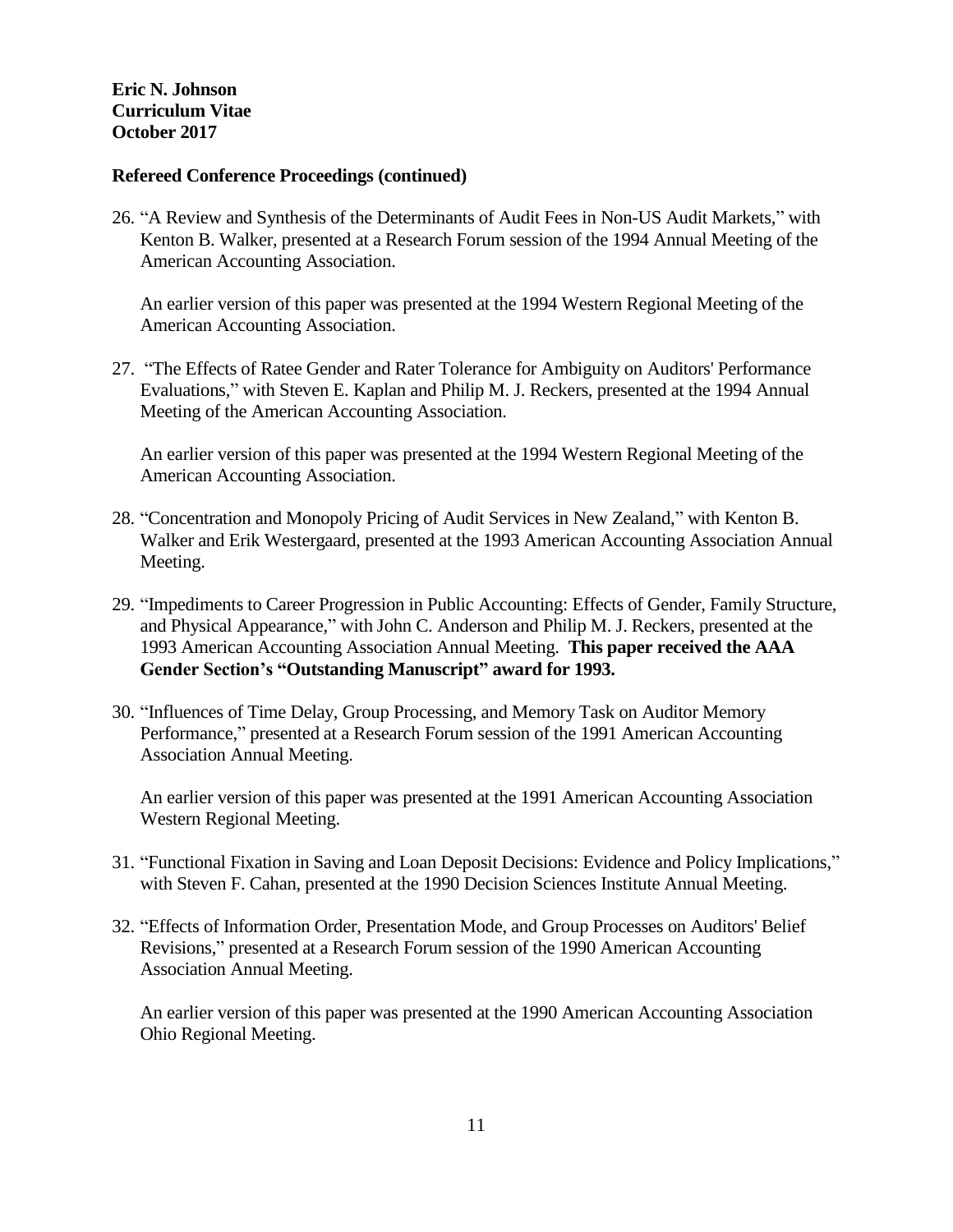**Refereed Conference Proceedings (continued)**

26. "A Review and Synthesis of the Determinants of Audit Fees in Non-US Audit Markets," with Kenton B. Walker, presented at a Research Forum session of the 1994 Annual Meeting of the American Accounting Association.

    An earlier version of this paper was presented at the 1994 Western Regional Meeting of the American Accounting Association.

27. "The Effects of Ratee Gender and Rater Tolerance for Ambiguity on Auditors' Performance Evaluations," with Steven E. Kaplan and Philip M. J. Reckers, presented at the 1994 Annual Meeting of the American Accounting Association.

    An earlier version of this paper was presented at the 1994 Western Regional Meeting of the American Accounting Association.

28. "Concentration and Monopoly Pricing of Audit Services in New Zealand," with Kenton B. Walker and Erik Westergaard, presented at the 1993 American Accounting Association Annual Meeting.

29. "Impediments to Career Progression in Public Accounting: Effects of Gender, Family Structure, and Physical Appearance," with John C. Anderson and Philip M. J. Reckers, presented at the 1993 American Accounting Association Annual Meeting. **This paper received the AAA Gender Section's "Outstanding Manuscript" award for 1993.**

30. "Influences of Time Delay, Group Processing, and Memory Task on Auditor Memory Performance," presented at a Research Forum session of the 1991 American Accounting Association Annual Meeting.

    An earlier version of this paper was presented at the 1991 American Accounting Association Western Regional Meeting.

31. "Functional Fixation in Saving and Loan Deposit Decisions: Evidence and Policy Implications," with Steven F. Cahan, presented at the 1990 Decision Sciences Institute Annual Meeting.

32. "Effects of Information Order, Presentation Mode, and Group Processes on Auditors' Belief Revisions," presented at a Research Forum session of the 1990 American Accounting Association Annual Meeting.

    An earlier version of this paper was presented at the 1990 American Accounting Association Ohio Regional Meeting.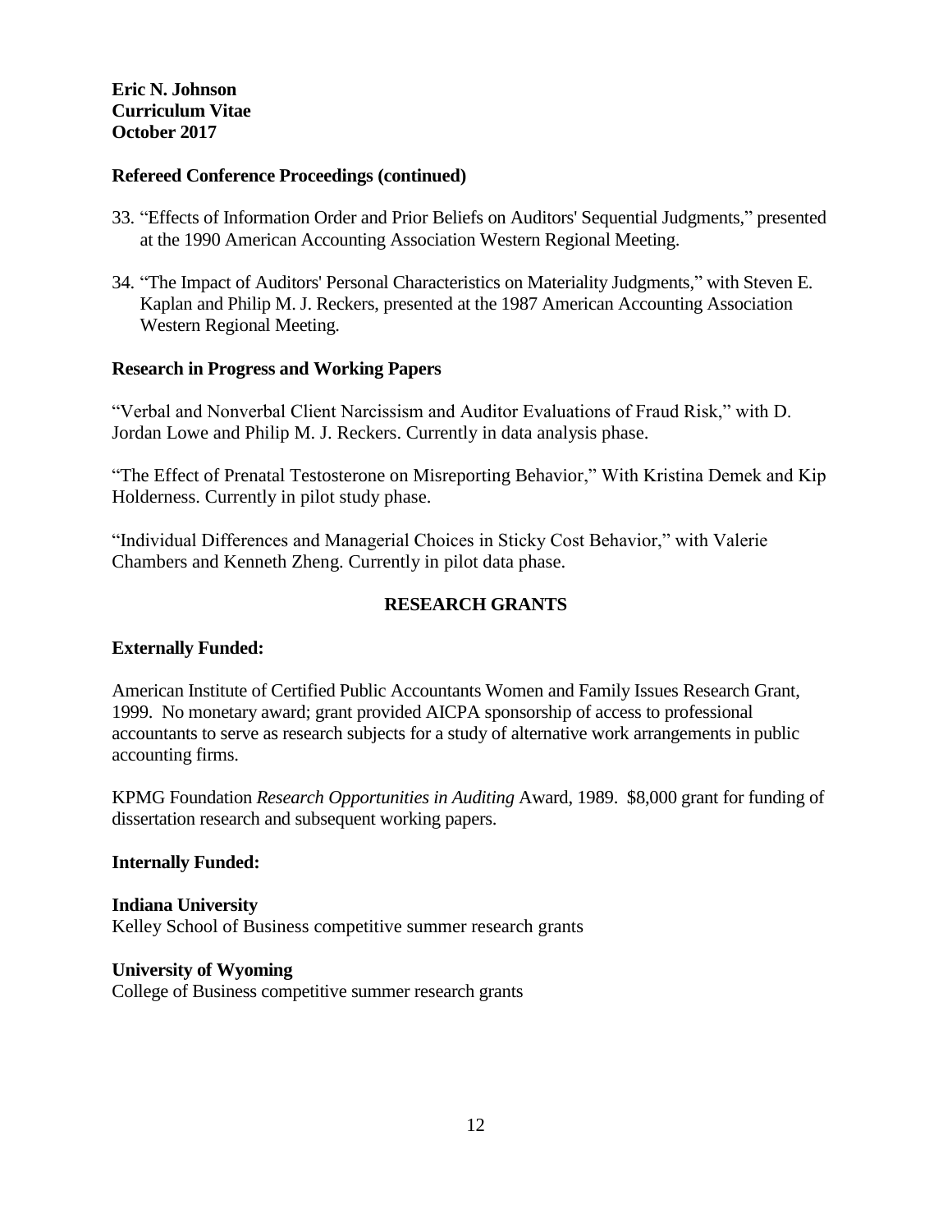### Refereed Conference Proceedings (continued)

33. "Effects of Information Order and Prior Beliefs on Auditors' Sequential Judgments," presented at the 1990 American Accounting Association Western Regional Meeting.

34. "The Impact of Auditors' Personal Characteristics on Materiality Judgments," with Steven E. Kaplan and Philip M. J. Reckers, presented at the 1987 American Accounting Association Western Regional Meeting.

### Research in Progress and Working Papers

"Verbal and Nonverbal Client Narcissism and Auditor Evaluations of Fraud Risk," with D. Jordan Lowe and Philip M. J. Reckers. Currently in data analysis phase.

"The Effect of Prenatal Testosterone on Misreporting Behavior," With Kristina Demek and Kip Holderness. Currently in pilot study phase.

"Individual Differences and Managerial Choices in Sticky Cost Behavior," with Valerie Chambers and Kenneth Zheng. Currently in pilot data phase.

## RESEARCH GRANTS

### Externally Funded:

American Institute of Certified Public Accountants Women and Family Issues Research Grant, 1999. No monetary award; grant provided AICPA sponsorship of access to professional accountants to serve as research subjects for a study of alternative work arrangements in public accounting firms.

KPMG Foundation *Research Opportunities in Auditing* Award, 1989. $8,000 grant for funding of dissertation research and subsequent working papers.

### Internally Funded:

**Indiana University**
Kelley School of Business competitive summer research grants

**University of Wyoming**
College of Business competitive summer research grants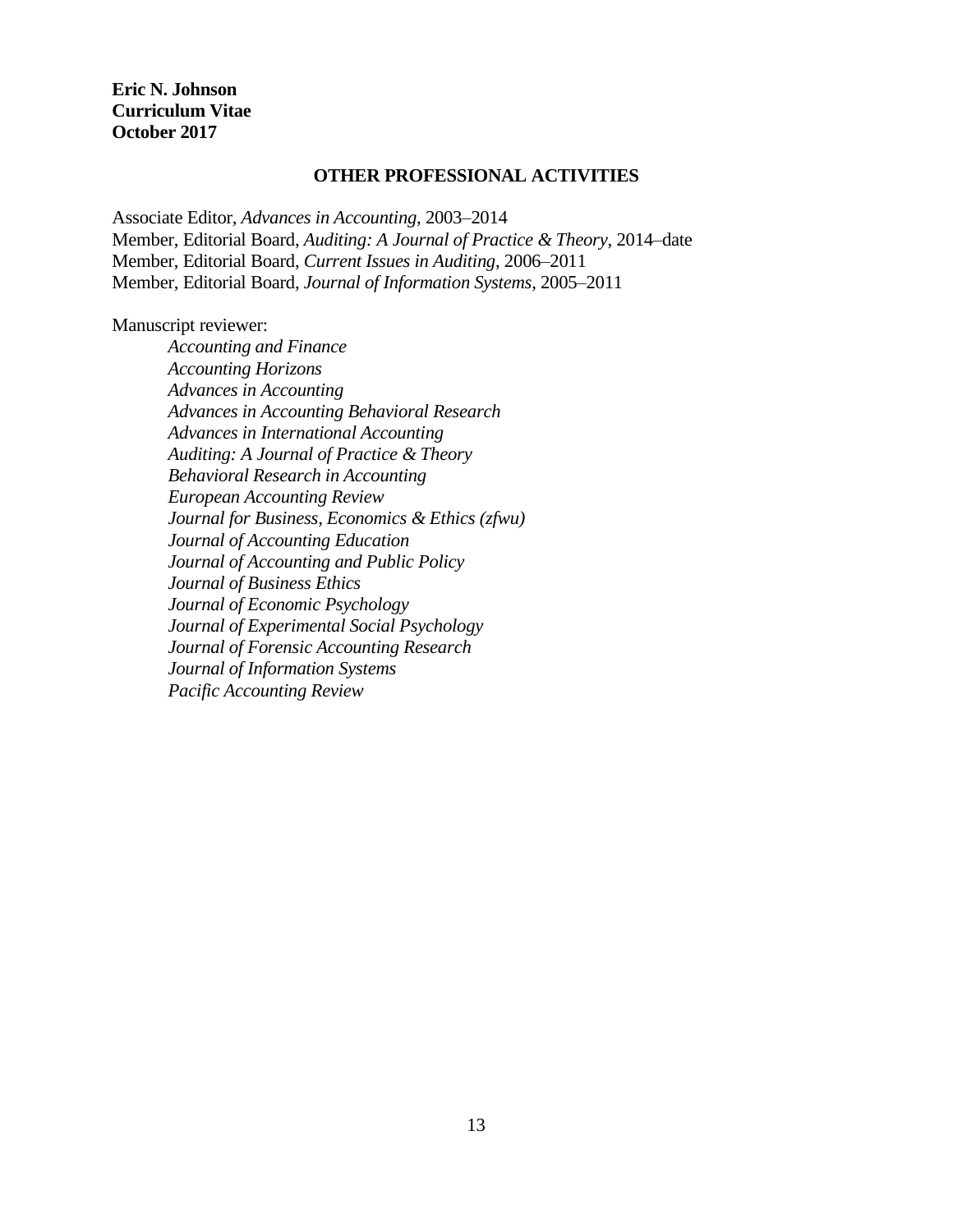## OTHER PROFESSIONAL ACTIVITIES

Associate Editor, *Advances in Accounting*, 2003–2014
Member, Editorial Board, *Auditing: A Journal of Practice & Theory*, 2014–date
Member, Editorial Board, *Current Issues in Auditing*, 2006–2011
Member, Editorial Board, *Journal of Information Systems*, 2005–2011

Manuscript reviewer:

- *Accounting and Finance*
- *Accounting Horizons*
- *Advances in Accounting*
- *Advances in Accounting Behavioral Research*
- *Advances in International Accounting*
- *Auditing: A Journal of Practice & Theory*
- *Behavioral Research in Accounting*
- *European Accounting Review*
- *Journal for Business, Economics & Ethics (zfwu)*
- *Journal of Accounting Education*
- *Journal of Accounting and Public Policy*
- *Journal of Business Ethics*
- *Journal of Economic Psychology*
- *Journal of Experimental Social Psychology*
- *Journal of Forensic Accounting Research*
- *Journal of Information Systems*
- *Pacific Accounting Review*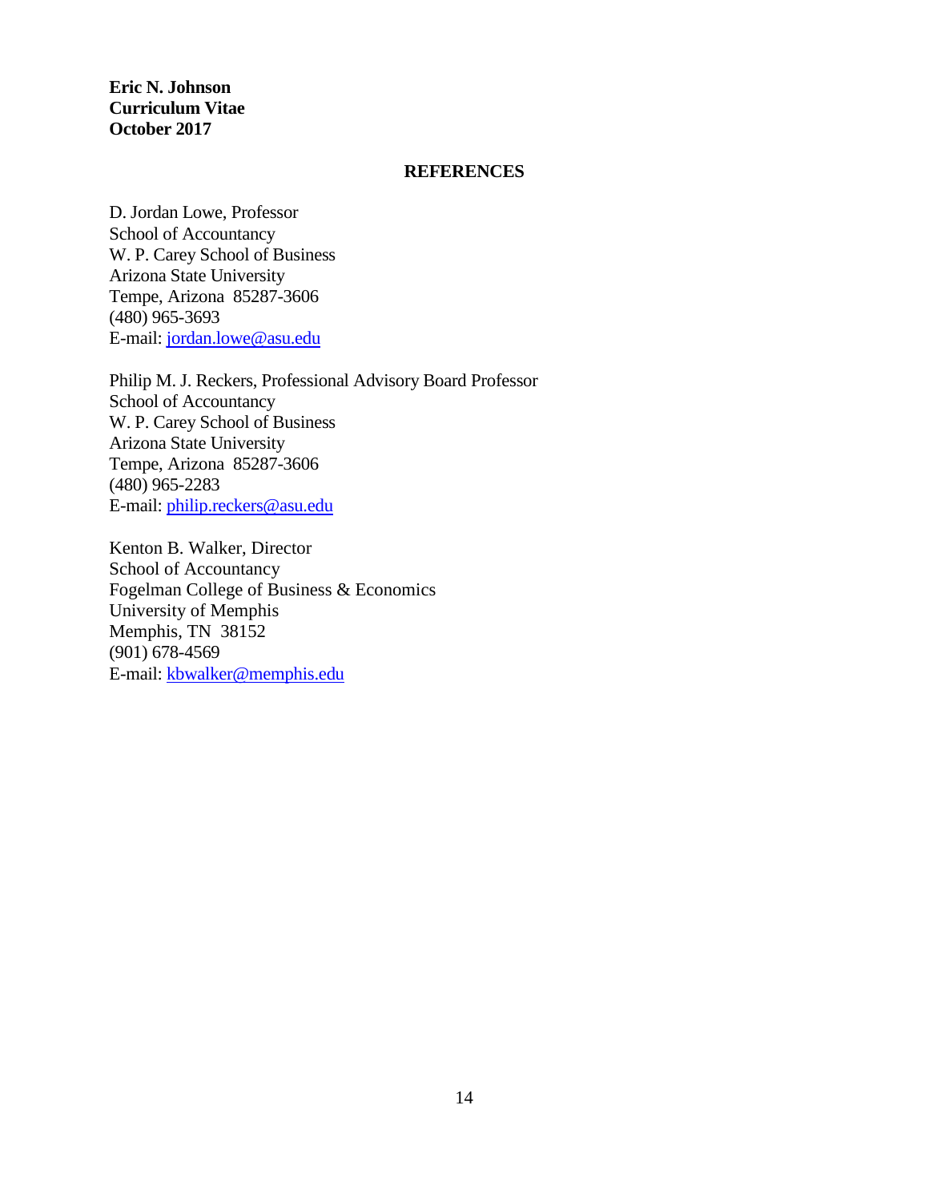**Eric N. Johnson**
**Curriculum Vitae**
**October 2017**

## REFERENCES

D. Jordan Lowe, Professor
School of Accountancy
W. P. Carey School of Business
Arizona State University
Tempe, Arizona 85287-3606
(480) 965-3693
E-mail: jordan.lowe@asu.edu

Philip M. J. Reckers, Professional Advisory Board Professor
School of Accountancy
W. P. Carey School of Business
Arizona State University
Tempe, Arizona 85287-3606
(480) 965-2283
E-mail: philip.reckers@asu.edu

Kenton B. Walker, Director
School of Accountancy
Fogelman College of Business & Economics
University of Memphis
Memphis, TN 38152
(901) 678-4569
E-mail: kbwalker@memphis.edu